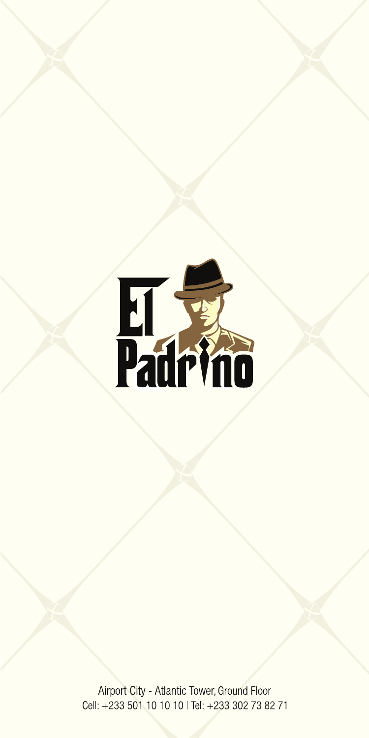# El Padrino

Airport City - Atlantic Tower, Ground Floor
Cell: +233 501 10 10 10 | Tel: +233 302 73 82 71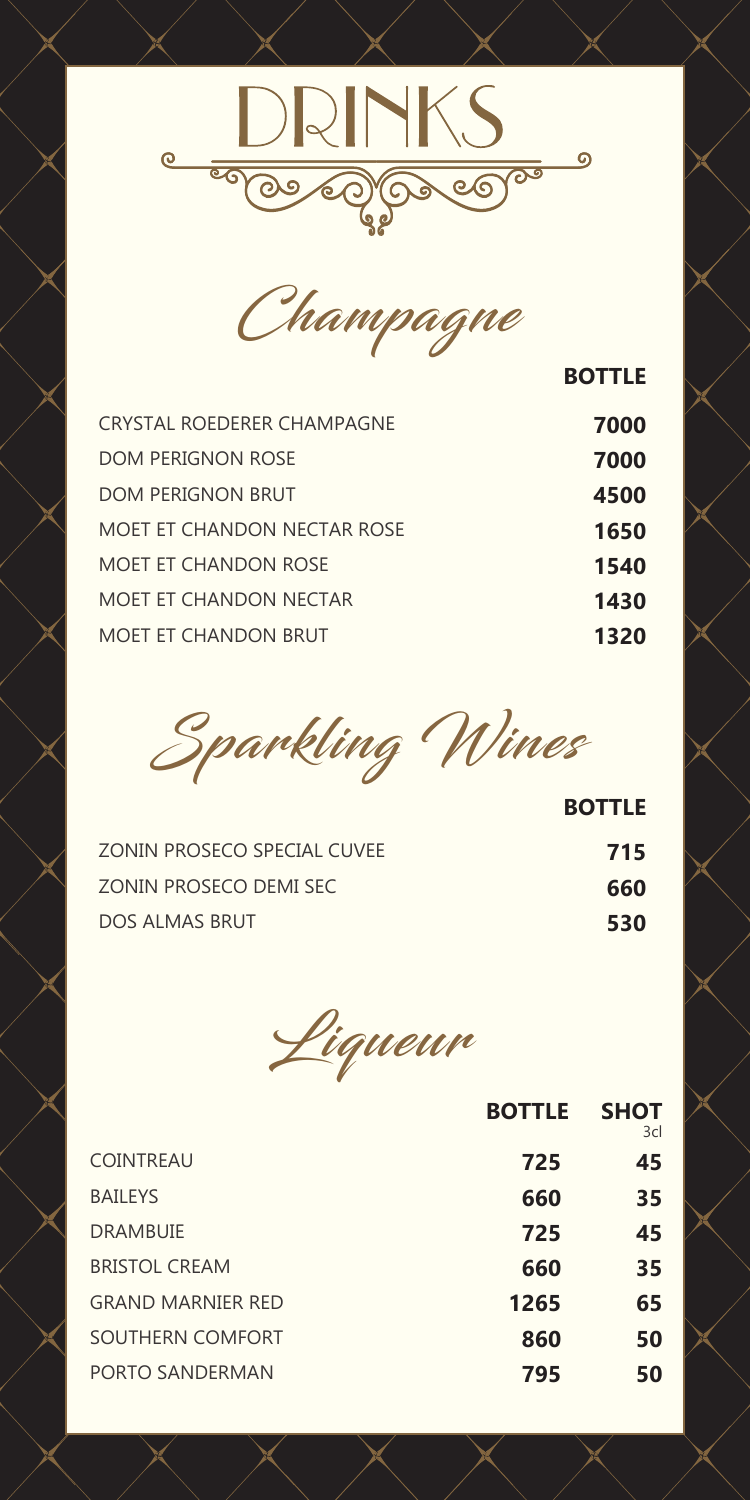# DRINKS

## Champagne

| | BOTTLE |
|---|---|
| CRYSTAL ROEDERER CHAMPAGNE | 7000 |
| DOM PERIGNON ROSE | 7000 |
| DOM PERIGNON BRUT | 4500 |
| MOET ET CHANDON NECTAR ROSE | 1650 |
| MOET ET CHANDON ROSE | 1540 |
| MOET ET CHANDON NECTAR | 1430 |
| MOET ET CHANDON BRUT | 1320 |

## Sparkling Wines

| | BOTTLE |
|---|---|
| ZONIN PROSECO SPECIAL CUVEE | 715 |
| ZONIN PROSECO DEMI SEC | 660 |
| DOS ALMAS BRUT | 530 |

## Liqueur

| | BOTTLE | SHOT 3cl |
|---|---|---|
| COINTREAU | 725 | 45 |
| BAILEYS | 660 | 35 |
| DRAMBUIE | 725 | 45 |
| BRISTOL CREAM | 660 | 35 |
| GRAND MARNIER RED | 1265 | 65 |
| SOUTHERN COMFORT | 860 | 50 |
| PORTO SANDERMAN | 795 | 50 |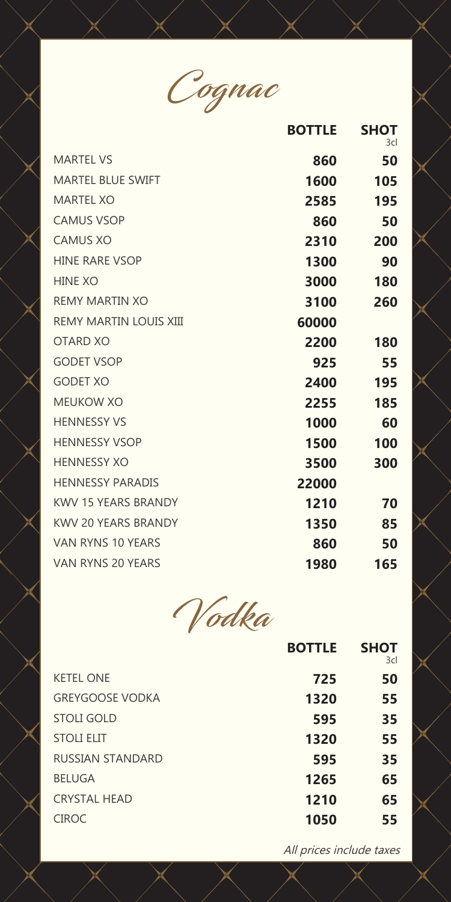# Cognac

| | BOTTLE | SHOT 3cl |
|---|---|---|
| MARTEL VS | 860 | 50 |
| MARTEL BLUE SWIFT | 1600 | 105 |
| MARTEL XO | 2585 | 195 |
| CAMUS VSOP | 860 | 50 |
| CAMUS XO | 2310 | 200 |
| HINE RARE VSOP | 1300 | 90 |
| HINE XO | 3000 | 180 |
| REMY MARTIN XO | 3100 | 260 |
| REMY MARTIN LOUIS XIII | 60000 | |
| OTARD XO | 2200 | 180 |
| GODET VSOP | 925 | 55 |
| GODET XO | 2400 | 195 |
| MEUKOW XO | 2255 | 185 |
| HENNESSY VS | 1000 | 60 |
| HENNESSY VSOP | 1500 | 100 |
| HENNESSY XO | 3500 | 300 |
| HENNESSY PARADIS | 22000 | |
| KWV 15 YEARS BRANDY | 1210 | 70 |
| KWV 20 YEARS BRANDY | 1350 | 85 |
| VAN RYNS 10 YEARS | 860 | 50 |
| VAN RYNS 20 YEARS | 1980 | 165 |

# Vodka

| | BOTTLE | SHOT 3cl |
|---|---|---|
| KETEL ONE | 725 | 50 |
| GREYGOOSE VODKA | 1320 | 55 |
| STOLI GOLD | 595 | 35 |
| STOLI ELIT | 1320 | 55 |
| RUSSIAN STANDARD | 595 | 35 |
| BELUGA | 1265 | 65 |
| CRYSTAL HEAD | 1210 | 65 |
| CIROC | 1050 | 55 |

*All prices include taxes*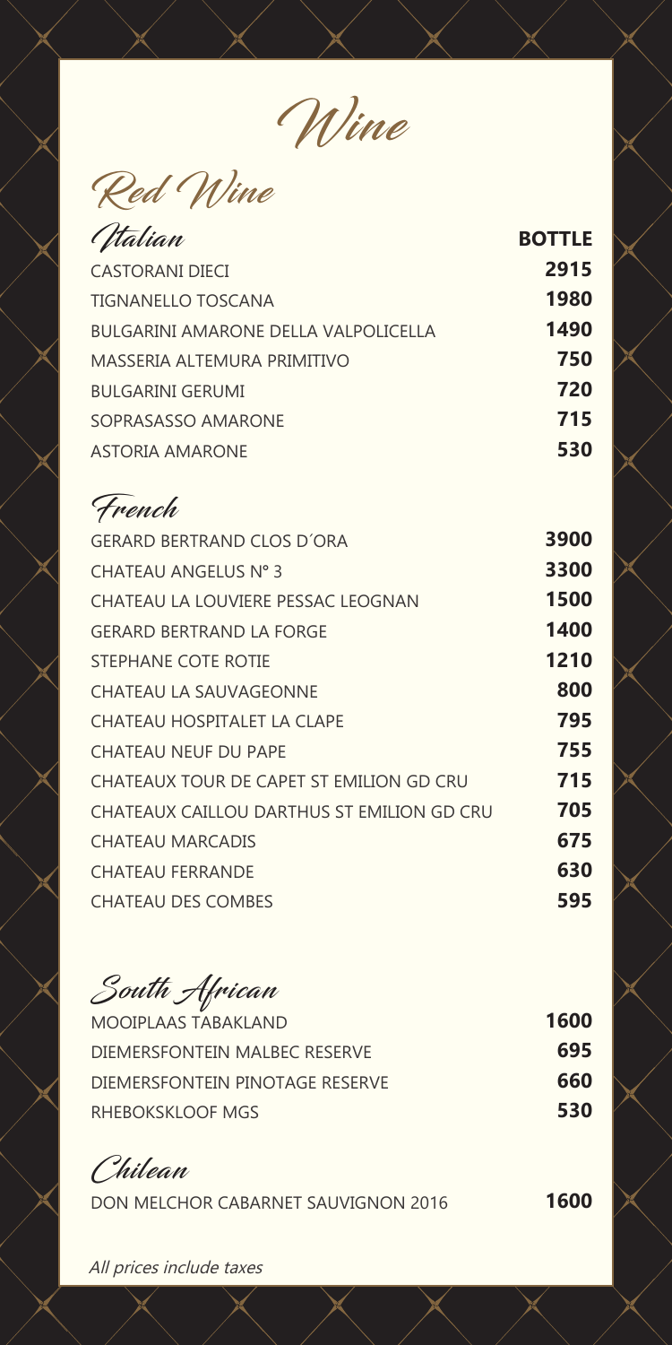# Wine

## Red Wine

### Italian

| Italian | BOTTLE |
| --- | --- |
| CASTORANI DIECI | 2915 |
| TIGNANELLO TOSCANA | 1980 |
| BULGARINI AMARONE DELLA VALPOLICELLA | 1490 |
| MASSERIA ALTEMURA PRIMITIVO | 750 |
| BULGARINI GERUMI | 720 |
| SOPRASASSO AMARONE | 715 |
| ASTORIA AMARONE | 530 |

### French

| French | |
| --- | --- |
| GERARD BERTRAND CLOS D´ORA | 3900 |
| CHATEAU ANGELUS N° 3 | 3300 |
| CHATEAU LA LOUVIERE PESSAC LEOGNAN | 1500 |
| GERARD BERTRAND LA FORGE | 1400 |
| STEPHANE COTE ROTIE | 1210 |
| CHATEAU LA SAUVAGEONNE | 800 |
| CHATEAU HOSPITALET LA CLAPE | 795 |
| CHATEAU NEUF DU PAPE | 755 |
| CHATEAUX TOUR DE CAPET ST EMILION GD CRU | 715 |
| CHATEAUX CAILLOU DARTHUS ST EMILION GD CRU | 705 |
| CHATEAU MARCADIS | 675 |
| CHATEAU FERRANDE | 630 |
| CHATEAU DES COMBES | 595 |

### South African

| South African | |
| --- | --- |
| MOOIPLAAS TABAKLAND | 1600 |
| DIEMERSFONTEIN MALBEC RESERVE | 695 |
| DIEMERSFONTEIN PINOTAGE RESERVE | 660 |
| RHEBOKSKLOOF MGS | 530 |

### Chilean

| Chilean | |
| --- | --- |
| DON MELCHOR CABARNET SAUVIGNON 2016 | 1600 |

*All prices include taxes*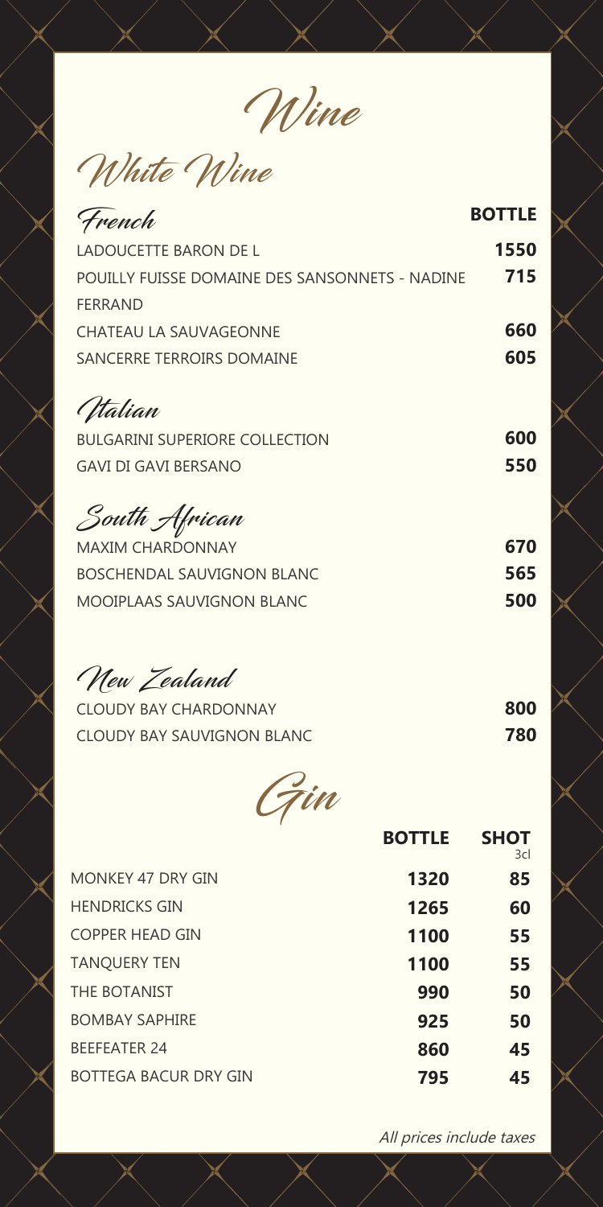# Wine

## White Wine

| French | BOTTLE |
|---|---|
| LADOUCETTE BARON DE L | 1550 |
| POUILLY FUISSE DOMAINE DES SANSONNETS - NADINE FERRAND | 715 |
| CHATEAU LA SAUVAGEONNE | 660 |
| SANCERRE TERROIRS DOMAINE | 605 |

| Italian | |
|---|---|
| BULGARINI SUPERIORE COLLECTION | 600 |
| GAVI DI GAVI BERSANO | 550 |

| South African | |
|---|---|
| MAXIM CHARDONNAY | 670 |
| BOSCHENDAL SAUVIGNON BLANC | 565 |
| MOOIPLAAS SAUVIGNON BLANC | 500 |

| New Zealand | |
|---|---|
| CLOUDY BAY CHARDONNAY | 800 |
| CLOUDY BAY SAUVIGNON BLANC | 780 |

# Gin

| | BOTTLE | SHOT 3cl |
|---|---|---|
| MONKEY 47 DRY GIN | 1320 | 85 |
| HENDRICKS GIN | 1265 | 60 |
| COPPER HEAD GIN | 1100 | 55 |
| TANQUERY TEN | 1100 | 55 |
| THE BOTANIST | 990 | 50 |
| BOMBAY SAPHIRE | 925 | 50 |
| BEEFEATER 24 | 860 | 45 |
| BOTTEGA BACUR DRY GIN | 795 | 45 |

*All prices include taxes*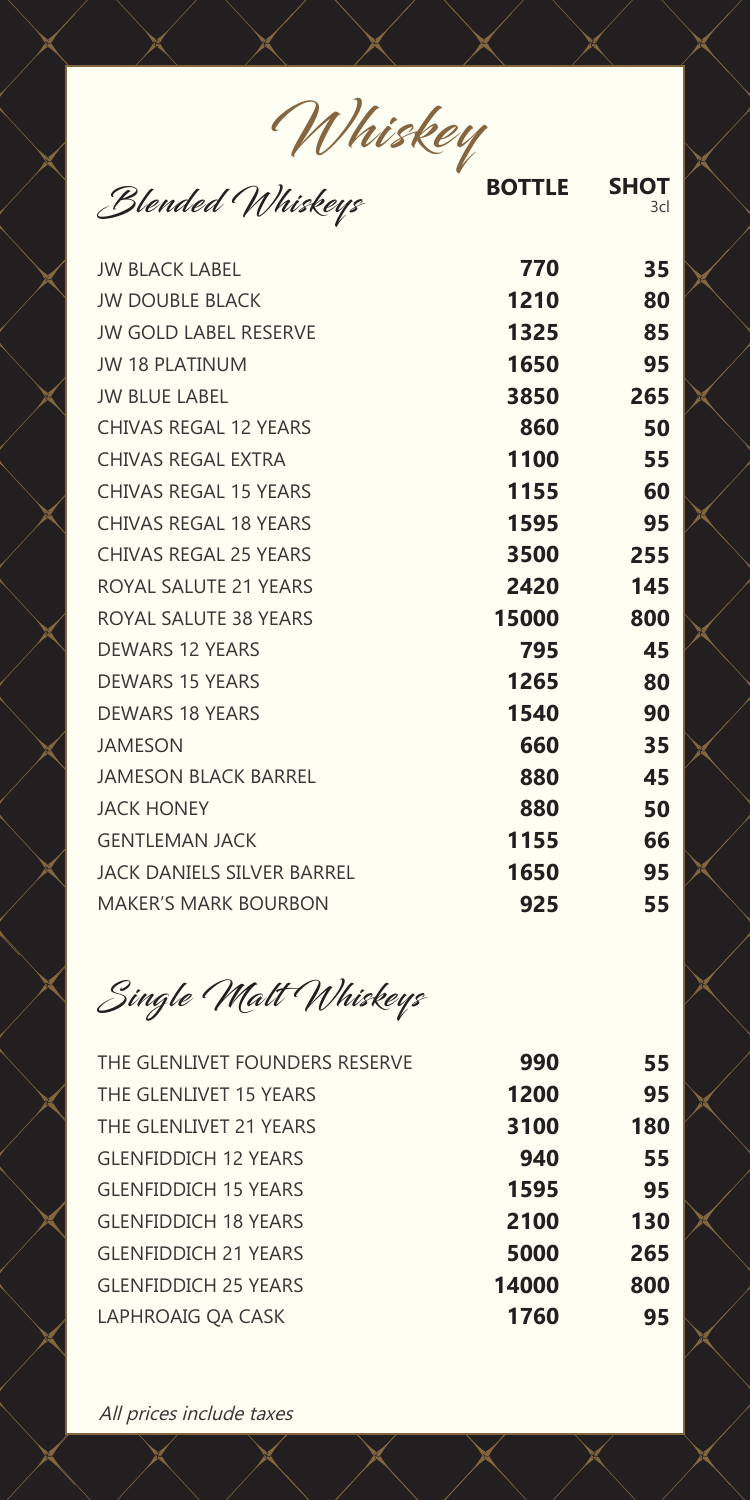# Whiskey

## Blended Whiskeys

| Blended Whiskeys | BOTTLE | SHOT 3cl |
|---|---|---|
| JW BLACK LABEL | 770 | 35 |
| JW DOUBLE BLACK | 1210 | 80 |
| JW GOLD LABEL RESERVE | 1325 | 85 |
| JW 18 PLATINUM | 1650 | 95 |
| JW BLUE LABEL | 3850 | 265 |
| CHIVAS REGAL 12 YEARS | 860 | 50 |
| CHIVAS REGAL EXTRA | 1100 | 55 |
| CHIVAS REGAL 15 YEARS | 1155 | 60 |
| CHIVAS REGAL 18 YEARS | 1595 | 95 |
| CHIVAS REGAL 25 YEARS | 3500 | 255 |
| ROYAL SALUTE 21 YEARS | 2420 | 145 |
| ROYAL SALUTE 38 YEARS | 15000 | 800 |
| DEWARS 12 YEARS | 795 | 45 |
| DEWARS 15 YEARS | 1265 | 80 |
| DEWARS 18 YEARS | 1540 | 90 |
| JAMESON | 660 | 35 |
| JAMESON BLACK BARREL | 880 | 45 |
| JACK HONEY | 880 | 50 |
| GENTLEMAN JACK | 1155 | 66 |
| JACK DANIELS SILVER BARREL | 1650 | 95 |
| MAKER'S MARK BOURBON | 925 | 55 |

## Single Malt Whiskeys

| Single Malt Whiskeys | BOTTLE | SHOT 3cl |
|---|---|---|
| THE GLENLIVET FOUNDERS RESERVE | 990 | 55 |
| THE GLENLIVET 15 YEARS | 1200 | 95 |
| THE GLENLIVET 21 YEARS | 3100 | 180 |
| GLENFIDDICH 12 YEARS | 940 | 55 |
| GLENFIDDICH 15 YEARS | 1595 | 95 |
| GLENFIDDICH 18 YEARS | 2100 | 130 |
| GLENFIDDICH 21 YEARS | 5000 | 265 |
| GLENFIDDICH 25 YEARS | 14000 | 800 |
| LAPHROAIG QA CASK | 1760 | 95 |

*All prices include taxes*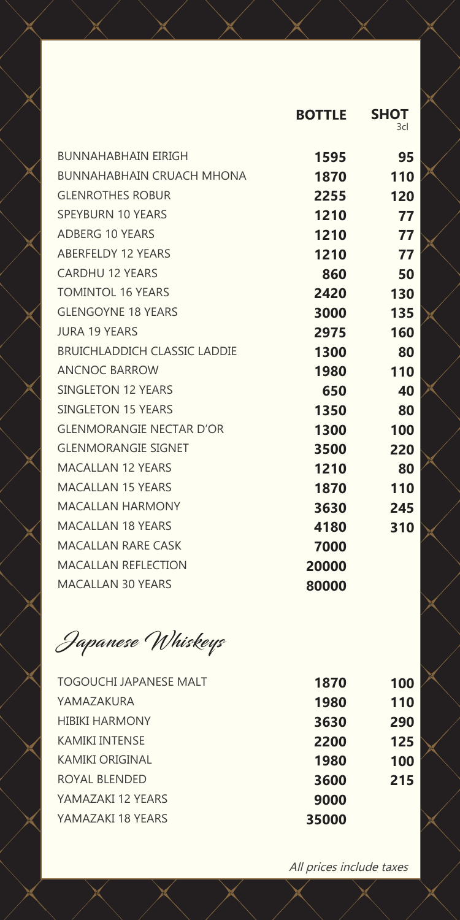| | BOTTLE | SHOT 3cl |
|---|---|---|
| BUNNAHABHAIN EIRIGH | 1595 | 95 |
| BUNNAHABHAIN CRUACH MHONA | 1870 | 110 |
| GLENROTHES ROBUR | 2255 | 120 |
| SPEYBURN 10 YEARS | 1210 | 77 |
| ADBERG 10 YEARS | 1210 | 77 |
| ABERFELDY 12 YEARS | 1210 | 77 |
| CARDHU 12 YEARS | 860 | 50 |
| TOMINTOL 16 YEARS | 2420 | 130 |
| GLENGOYNE 18 YEARS | 3000 | 135 |
| JURA 19 YEARS | 2975 | 160 |
| BRUICHLADDICH CLASSIC LADDIE | 1300 | 80 |
| ANCNOC BARROW | 1980 | 110 |
| SINGLETON 12 YEARS | 650 | 40 |
| SINGLETON 15 YEARS | 1350 | 80 |
| GLENMORANGIE NECTAR D'OR | 1300 | 100 |
| GLENMORANGIE SIGNET | 3500 | 220 |
| MACALLAN 12 YEARS | 1210 | 80 |
| MACALLAN 15 YEARS | 1870 | 110 |
| MACALLAN HARMONY | 3630 | 245 |
| MACALLAN 18 YEARS | 4180 | 310 |
| MACALLAN RARE CASK | 7000 | |
| MACALLAN REFLECTION | 20000 | |
| MACALLAN 30 YEARS | 80000 | |

## *Japanese Whiskeys*

| | BOTTLE | SHOT 3cl |
|---|---|---|
| TOGOUCHI JAPANESE MALT | 1870 | 100 |
| YAMAZAKURA | 1980 | 110 |
| HIBIKI HARMONY | 3630 | 290 |
| KAMIKI INTENSE | 2200 | 125 |
| KAMIKI ORIGINAL | 1980 | 100 |
| ROYAL BLENDED | 3600 | 215 |
| YAMAZAKI 12 YEARS | 9000 | |
| YAMAZAKI 18 YEARS | 35000 | |

*All prices include taxes*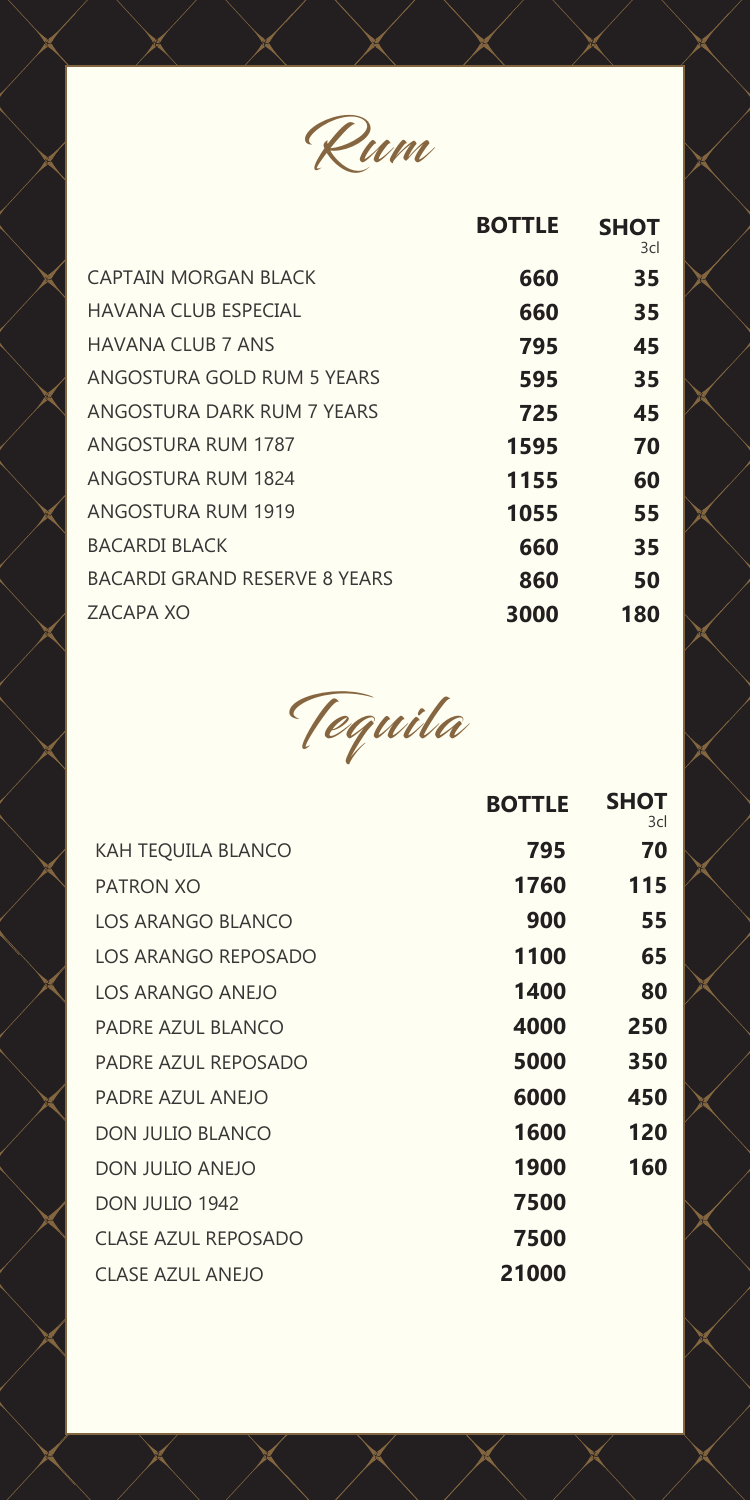# Rum

| | BOTTLE | SHOT 3cl |
|---|---|---|
| CAPTAIN MORGAN BLACK | 660 | 35 |
| HAVANA CLUB ESPECIAL | 660 | 35 |
| HAVANA CLUB 7 ANS | 795 | 45 |
| ANGOSTURA GOLD RUM 5 YEARS | 595 | 35 |
| ANGOSTURA DARK RUM 7 YEARS | 725 | 45 |
| ANGOSTURA RUM 1787 | 1595 | 70 |
| ANGOSTURA RUM 1824 | 1155 | 60 |
| ANGOSTURA RUM 1919 | 1055 | 55 |
| BACARDI BLACK | 660 | 35 |
| BACARDI GRAND RESERVE 8 YEARS | 860 | 50 |
| ZACAPA XO | 3000 | 180 |

# Tequila

| | BOTTLE | SHOT 3cl |
|---|---|---|
| KAH TEQUILA BLANCO | 795 | 70 |
| PATRON XO | 1760 | 115 |
| LOS ARANGO BLANCO | 900 | 55 |
| LOS ARANGO REPOSADO | 1100 | 65 |
| LOS ARANGO ANEJO | 1400 | 80 |
| PADRE AZUL BLANCO | 4000 | 250 |
| PADRE AZUL REPOSADO | 5000 | 350 |
| PADRE AZUL ANEJO | 6000 | 450 |
| DON JULIO BLANCO | 1600 | 120 |
| DON JULIO ANEJO | 1900 | 160 |
| DON JULIO 1942 | 7500 | |
| CLASE AZUL REPOSADO | 7500 | |
| CLASE AZUL ANEJO | 21000 | |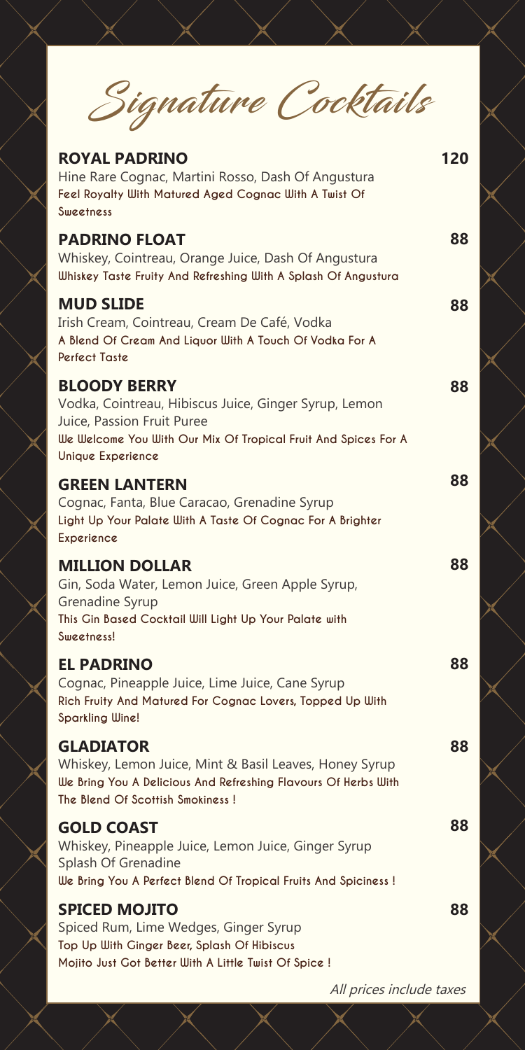# Signature Cocktails

## ROYAL PADRINO — 120

Hine Rare Cognac, Martini Rosso, Dash Of Angustura

**Feel Royalty With Matured Aged Cognac With A Twist Of Sweetness**

## PADRINO FLOAT — 88

Whiskey, Cointreau, Orange Juice, Dash Of Angustura

**Whiskey Taste Fruity And Refreshing With A Splash Of Angustura**

## MUD SLIDE — 88

Irish Cream, Cointreau, Cream De Café, Vodka

**A Blend Of Cream And Liquor With A Touch Of Vodka For A Perfect Taste**

## BLOODY BERRY — 88

Vodka, Cointreau, Hibiscus Juice, Ginger Syrup, Lemon Juice, Passion Fruit Puree

**We Welcome You With Our Mix Of Tropical Fruit And Spices For A Unique Experience**

## GREEN LANTERN — 88

Cognac, Fanta, Blue Caracao, Grenadine Syrup

**Light Up Your Palate With A Taste Of Cognac For A Brighter Experience**

## MILLION DOLLAR — 88

Gin, Soda Water, Lemon Juice, Green Apple Syrup, Grenadine Syrup

**This Gin Based Cocktail Will Light Up Your Palate with Sweetness!**

## EL PADRINO — 88

Cognac, Pineapple Juice, Lime Juice, Cane Syrup

**Rich Fruity And Matured For Cognac Lovers, Topped Up With Sparkling Wine!**

## GLADIATOR — 88

Whiskey, Lemon Juice, Mint & Basil Leaves, Honey Syrup

**We Bring You A Delicious And Refreshing Flavours Of Herbs With The Blend Of Scottish Smokiness !**

## GOLD COAST — 88

Whiskey, Pineapple Juice, Lemon Juice, Ginger Syrup Splash Of Grenadine

**We Bring You A Perfect Blend Of Tropical Fruits And Spiciness !**

## SPICED MOJITO — 88

Spiced Rum, Lime Wedges, Ginger Syrup

**Top Up With Ginger Beer, Splash Of Hibiscus**

**Mojito Just Got Better With A Little Twist Of Spice !**

*All prices include taxes*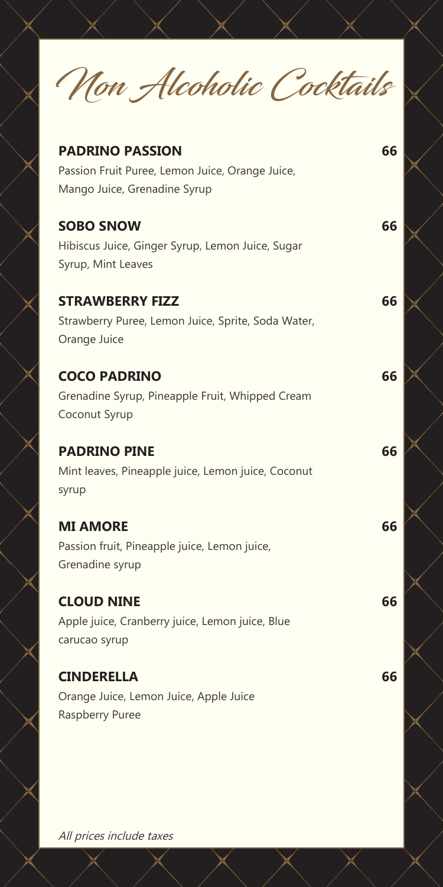# Non Alcoholic Cocktails

**PADRINO PASSION** **66**
Passion Fruit Puree, Lemon Juice, Orange Juice, Mango Juice, Grenadine Syrup

**SOBO SNOW** **66**
Hibiscus Juice, Ginger Syrup, Lemon Juice, Sugar Syrup, Mint Leaves

**STRAWBERRY FIZZ** **66**
Strawberry Puree, Lemon Juice, Sprite, Soda Water, Orange Juice

**COCO PADRINO** **66**
Grenadine Syrup, Pineapple Fruit, Whipped Cream Coconut Syrup

**PADRINO PINE** **66**
Mint leaves, Pineapple juice, Lemon juice, Coconut syrup

**MI AMORE** **66**
Passion fruit, Pineapple juice, Lemon juice, Grenadine syrup

**CLOUD NINE** **66**
Apple juice, Cranberry juice, Lemon juice, Blue carucao syrup

**CINDERELLA** **66**
Orange Juice, Lemon Juice, Apple Juice Raspberry Puree

*All prices include taxes*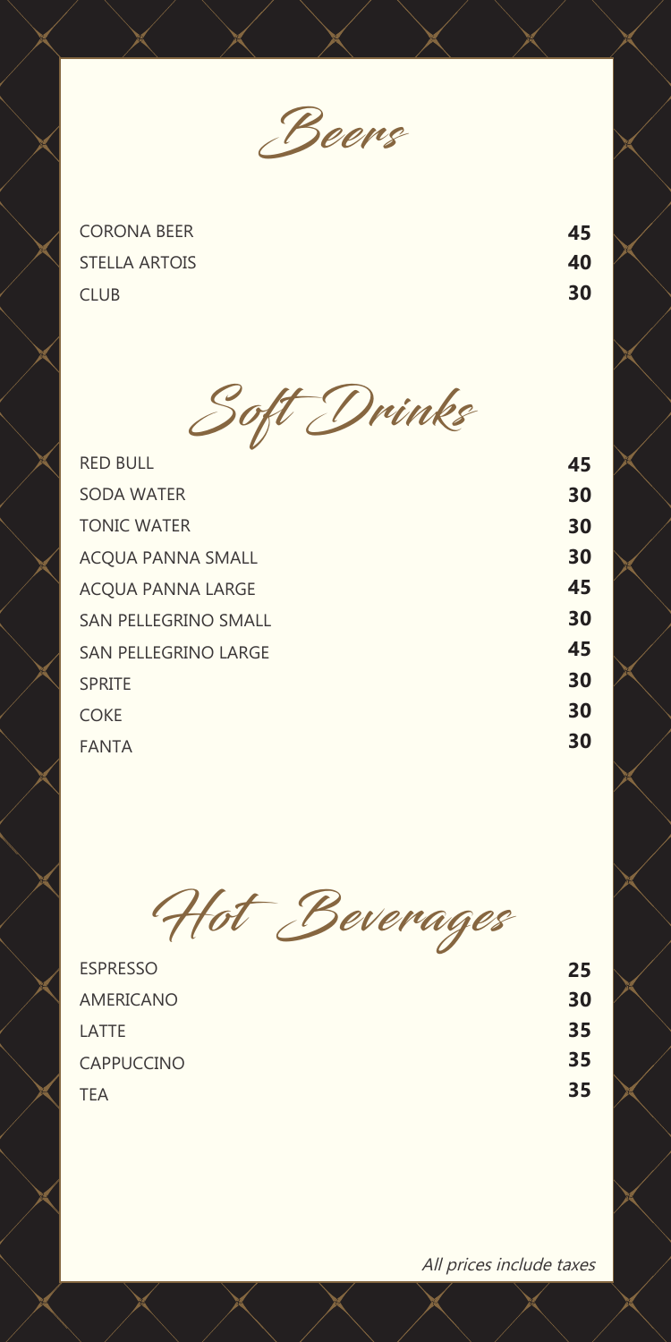# Beers

| | |
|---|---|
| CORONA BEER | **45** |
| STELLA ARTOIS | **40** |
| CLUB | **30** |

# Soft Drinks

| | |
|---|---|
| RED BULL | **45** |
| SODA WATER | **30** |
| TONIC WATER | **30** |
| ACQUA PANNA SMALL | **30** |
| ACQUA PANNA LARGE | **45** |
| SAN PELLEGRINO SMALL | **30** |
| SAN PELLEGRINO LARGE | **45** |
| SPRITE | **30** |
| COKE | **30** |
| FANTA | **30** |

# Hot Beverages

| | |
|---|---|
| ESPRESSO | **25** |
| AMERICANO | **30** |
| LATTE | **35** |
| CAPPUCCINO | **35** |
| TEA | **35** |

*All prices include taxes*